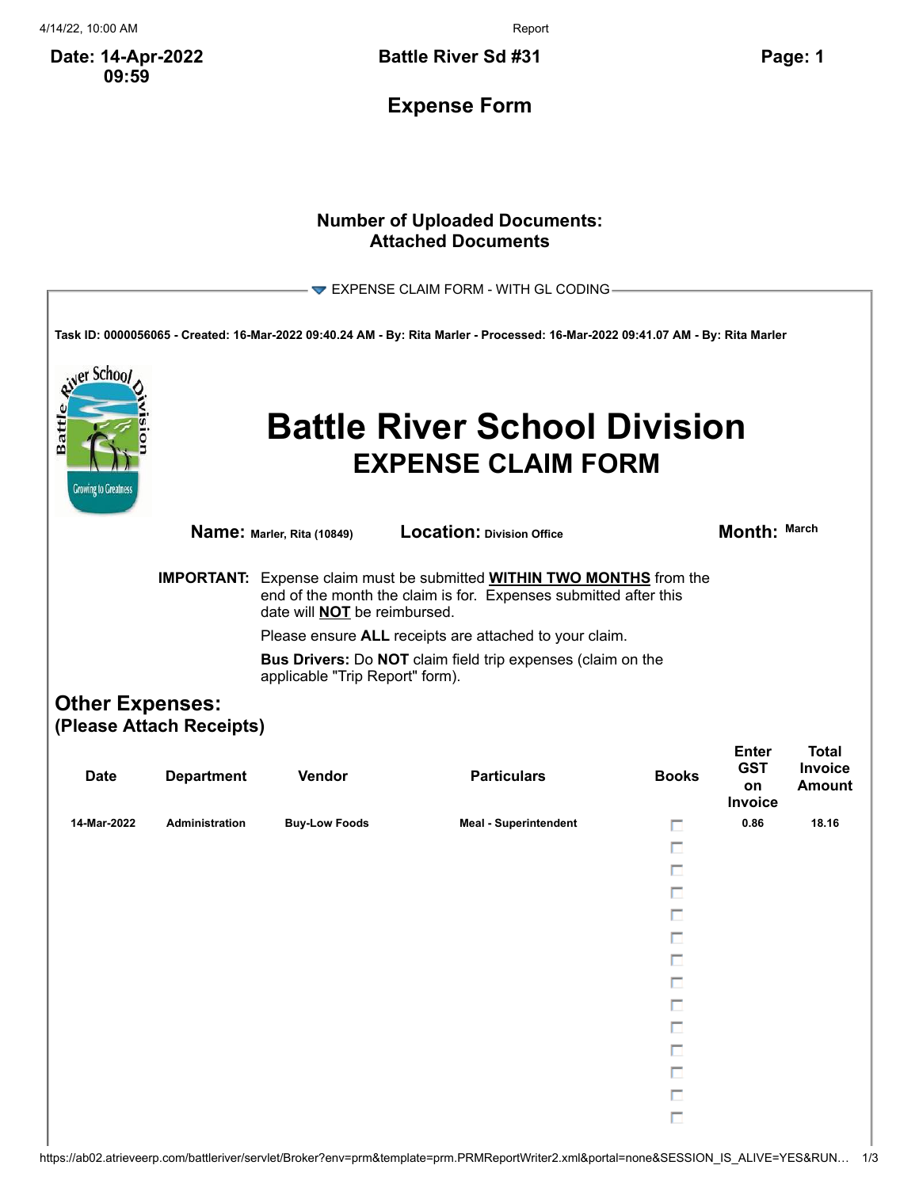Date: 14-Apr-2022 09:59

**Battle River Sd #31**

## Expense Form

**Number of Uploaded Documents:**
**Attached Documents**

EXPENSE CLAIM FORM - WITH GL CODING

**Task ID: 0000056065 - Created: 16-Mar-2022 09:40.24 AM - By: Rita Marler - Processed: 16-Mar-2022 09:41.07 AM - By: Rita Marler**

# Battle River School Division
## EXPENSE CLAIM FORM

**Name:** Marler, Rita (10849) **Location:** Division Office **Month:** March

**IMPORTANT:** Expense claim must be submitted **WITHIN TWO MONTHS** from the end of the month the claim is for. Expenses submitted after this date will **NOT** be reimbursed.

Please ensure **ALL** receipts are attached to your claim.

**Bus Drivers:** Do **NOT** claim field trip expenses (claim on the applicable "Trip Report" form).

### Other Expenses:
### (Please Attach Receipts)

| Date | Department | Vendor | Particulars | Books | Enter GST on Invoice | Total Invoice Amount |
|---|---|---|---|---|---|---|
| 14-Mar-2022 | Administration | Buy-Low Foods | Meal - Superintendent | ☐ | 0.86 | 18.16 |
| | | | | ☐ | | |
| | | | | ☐ | | |
| | | | | ☐ | | |
| | | | | ☐ | | |
| | | | | ☐ | | |
| | | | | ☐ | | |
| | | | | ☐ | | |
| | | | | ☐ | | |
| | | | | ☐ | | |
| | | | | ☐ | | |
| | | | | ☐ | | |
| | | | | ☐ | | |
| | | | | ☐ | | |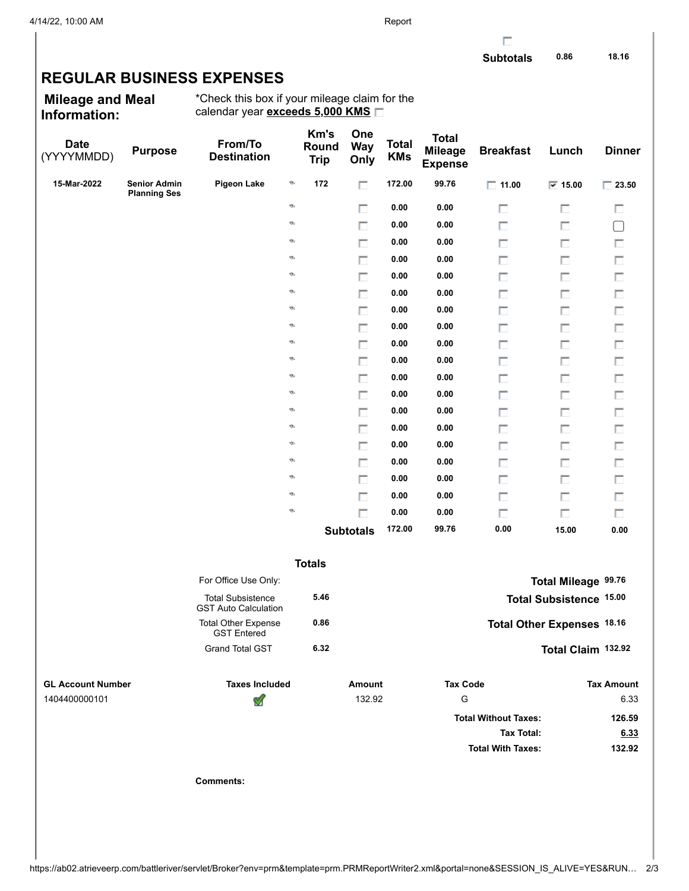| | Subtotals | 0.86 | 18.16 |
|---|---|---|---|

# REGULAR BUSINESS EXPENSES

**Mileage and Meal Information:**

*Check this box if your mileage claim for the calendar year **exceeds 5,000 KMS** ☐

| Date (YYYYMMDD) | Purpose | From/To Destination | Km's Round Trip | One Way Only | Total KMs | Total Mileage Expense | Breakfast | Lunch | Dinner |
|---|---|---|---|---|---|---|---|---|---|
| 15-Mar-2022 | Senior Admin Planning Ses | Pigeon Lake | 172 | ☐ | 172.00 | 99.76 | ☐ 11.00 | ☑ 15.00 | ☐ 23.50 |
| | | | | ☐ | 0.00 | 0.00 | ☐ | ☐ | ☐ |
| | | | | ☐ | 0.00 | 0.00 | ☐ | ☐ | ☐ |
| | | | | ☐ | 0.00 | 0.00 | ☐ | ☐ | ☐ |
| | | | | ☐ | 0.00 | 0.00 | ☐ | ☐ | ☐ |
| | | | | ☐ | 0.00 | 0.00 | ☐ | ☐ | ☐ |
| | | | | ☐ | 0.00 | 0.00 | ☐ | ☐ | ☐ |
| | | | | ☐ | 0.00 | 0.00 | ☐ | ☐ | ☐ |
| | | | | ☐ | 0.00 | 0.00 | ☐ | ☐ | ☐ |
| | | | | ☐ | 0.00 | 0.00 | ☐ | ☐ | ☐ |
| | | | | ☐ | 0.00 | 0.00 | ☐ | ☐ | ☐ |
| | | | | ☐ | 0.00 | 0.00 | ☐ | ☐ | ☐ |
| | | | | ☐ | 0.00 | 0.00 | ☐ | ☐ | ☐ |
| | | | | ☐ | 0.00 | 0.00 | ☐ | ☐ | ☐ |
| | | | | ☐ | 0.00 | 0.00 | ☐ | ☐ | ☐ |
| | | | | ☐ | 0.00 | 0.00 | ☐ | ☐ | ☐ |
| | | | | ☐ | 0.00 | 0.00 | ☐ | ☐ | ☐ |
| | | | | ☐ | 0.00 | 0.00 | ☐ | ☐ | ☐ |
| | | | | ☐ | 0.00 | 0.00 | ☐ | ☐ | ☐ |
| | | | | ☐ | 0.00 | 0.00 | ☐ | ☐ | ☐ |
| | | | | **Subtotals** | 172.00 | 99.76 | 0.00 | 15.00 | 0.00 |

**Totals**

| For Office Use Only: | | | |
|---|---|---|---|
| Total Subsistence GST Auto Calculation | 5.46 | **Total Mileage** | 99.76 |
| Total Other Expense GST Entered | 0.86 | **Total Subsistence** | 15.00 |
| Grand Total GST | 6.32 | **Total Other Expenses** | 18.16 |
| | | **Total Claim** | 132.92 |

| GL Account Number | Taxes Included | Amount | Tax Code | Tax Amount |
|---|---|---|---|---|
| 1404400000101 | ☑ | 132.92 | G | 6.33 |
| | | | **Total Without Taxes:** | **126.59** |
| | | | **Tax Total:** | **6.33** |
| | | | **Total With Taxes:** | **132.92** |

**Comments:**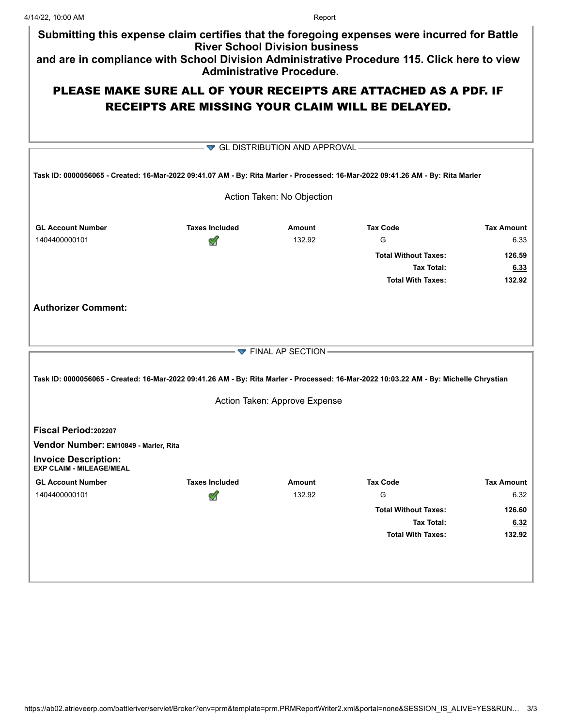**Submitting this expense claim certifies that the foregoing expenses were incurred for Battle River School Division business and are in compliance with School Division Administrative Procedure 115. Click here to view Administrative Procedure.**

## PLEASE MAKE SURE ALL OF YOUR RECEIPTS ARE ATTACHED AS A PDF. IF RECEIPTS ARE MISSING YOUR CLAIM WILL BE DELAYED.

### GL DISTRIBUTION AND APPROVAL

**Task ID: 0000056065 - Created: 16-Mar-2022 09:41.07 AM - By: Rita Marler - Processed: 16-Mar-2022 09:41.26 AM - By: Rita Marler**

Action Taken: No Objection

| GL Account Number | Taxes Included | Amount | Tax Code | Tax Amount |
|---|---|---|---|---|
| 1404400000101 | ✔ | 132.92 | G | 6.33 |
| | | | **Total Without Taxes:** | **126.59** |
| | | | **Tax Total:** | **6.33** |
| | | | **Total With Taxes:** | **132.92** |

**Authorizer Comment:**

### FINAL AP SECTION

**Task ID: 0000056065 - Created: 16-Mar-2022 09:41.26 AM - By: Rita Marler - Processed: 16-Mar-2022 10:03.22 AM - By: Michelle Chrystian**

Action Taken: Approve Expense

**Fiscal Period: 202207**

**Vendor Number: EM10849 - Marler, Rita**

**Invoice Description:**
**EXP CLAIM - MILEAGE/MEAL**

| GL Account Number | Taxes Included | Amount | Tax Code | Tax Amount |
|---|---|---|---|---|
| 1404400000101 | ✔ | 132.92 | G | 6.32 |
| | | | **Total Without Taxes:** | **126.60** |
| | | | **Tax Total:** | **6.32** |
| | | | **Total With Taxes:** | **132.92** |